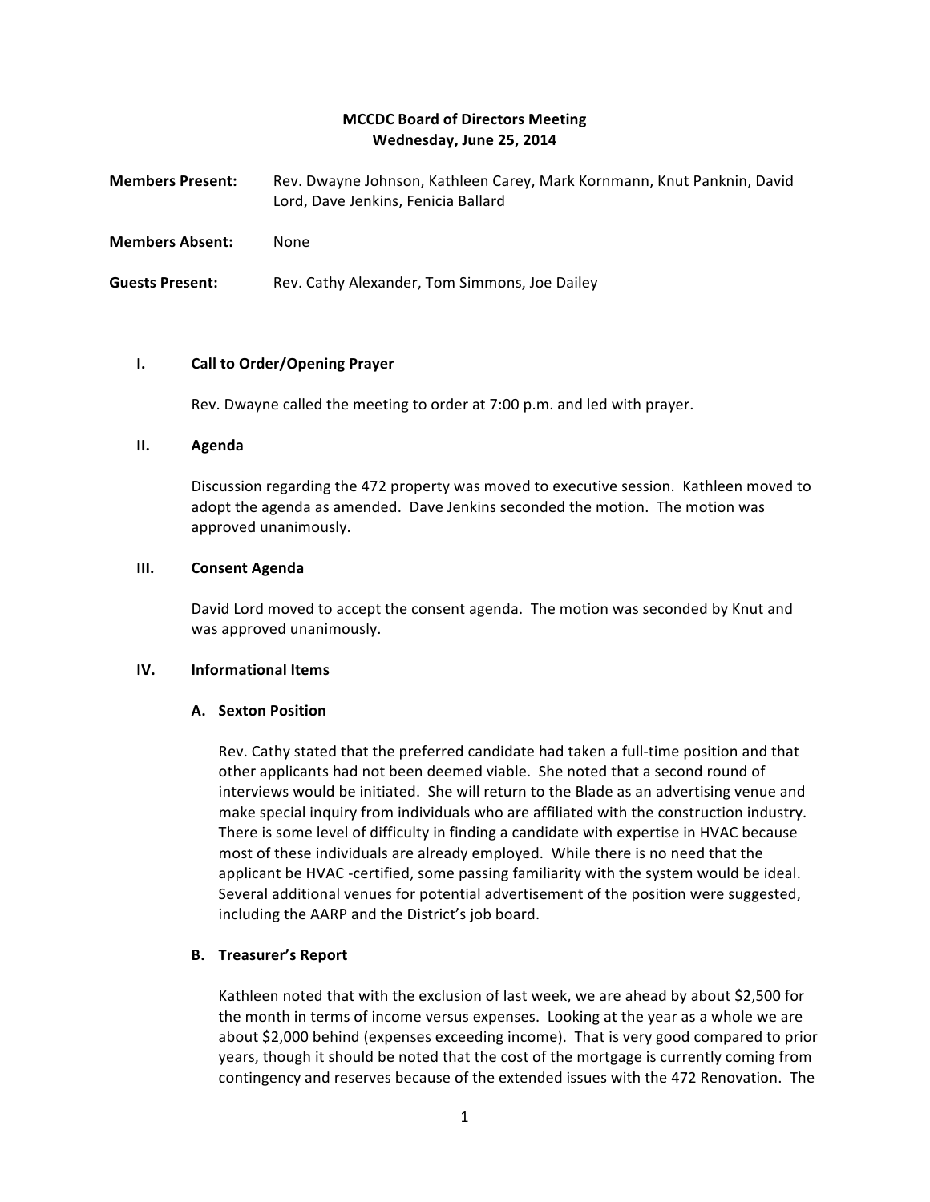# MCCDC Board of Directors Meeting
## Wednesday, June 25, 2014

**Members Present:** Rev. Dwayne Johnson, Kathleen Carey, Mark Kornmann, Knut Panknin, David Lord, Dave Jenkins, Fenicia Ballard

**Members Absent:** None

**Guests Present:** Rev. Cathy Alexander, Tom Simmons, Joe Dailey

### I. Call to Order/Opening Prayer

Rev. Dwayne called the meeting to order at 7:00 p.m. and led with prayer.

### II. Agenda

Discussion regarding the 472 property was moved to executive session. Kathleen moved to adopt the agenda as amended. Dave Jenkins seconded the motion. The motion was approved unanimously.

### III. Consent Agenda

David Lord moved to accept the consent agenda. The motion was seconded by Knut and was approved unanimously.

### IV. Informational Items

#### A. Sexton Position

Rev. Cathy stated that the preferred candidate had taken a full-time position and that other applicants had not been deemed viable. She noted that a second round of interviews would be initiated. She will return to the Blade as an advertising venue and make special inquiry from individuals who are affiliated with the construction industry. There is some level of difficulty in finding a candidate with expertise in HVAC because most of these individuals are already employed. While there is no need that the applicant be HVAC -certified, some passing familiarity with the system would be ideal. Several additional venues for potential advertisement of the position were suggested, including the AARP and the District's job board.

#### B. Treasurer's Report

Kathleen noted that with the exclusion of last week, we are ahead by about $2,500 for the month in terms of income versus expenses. Looking at the year as a whole we are about $2,000 behind (expenses exceeding income). That is very good compared to prior years, though it should be noted that the cost of the mortgage is currently coming from contingency and reserves because of the extended issues with the 472 Renovation. The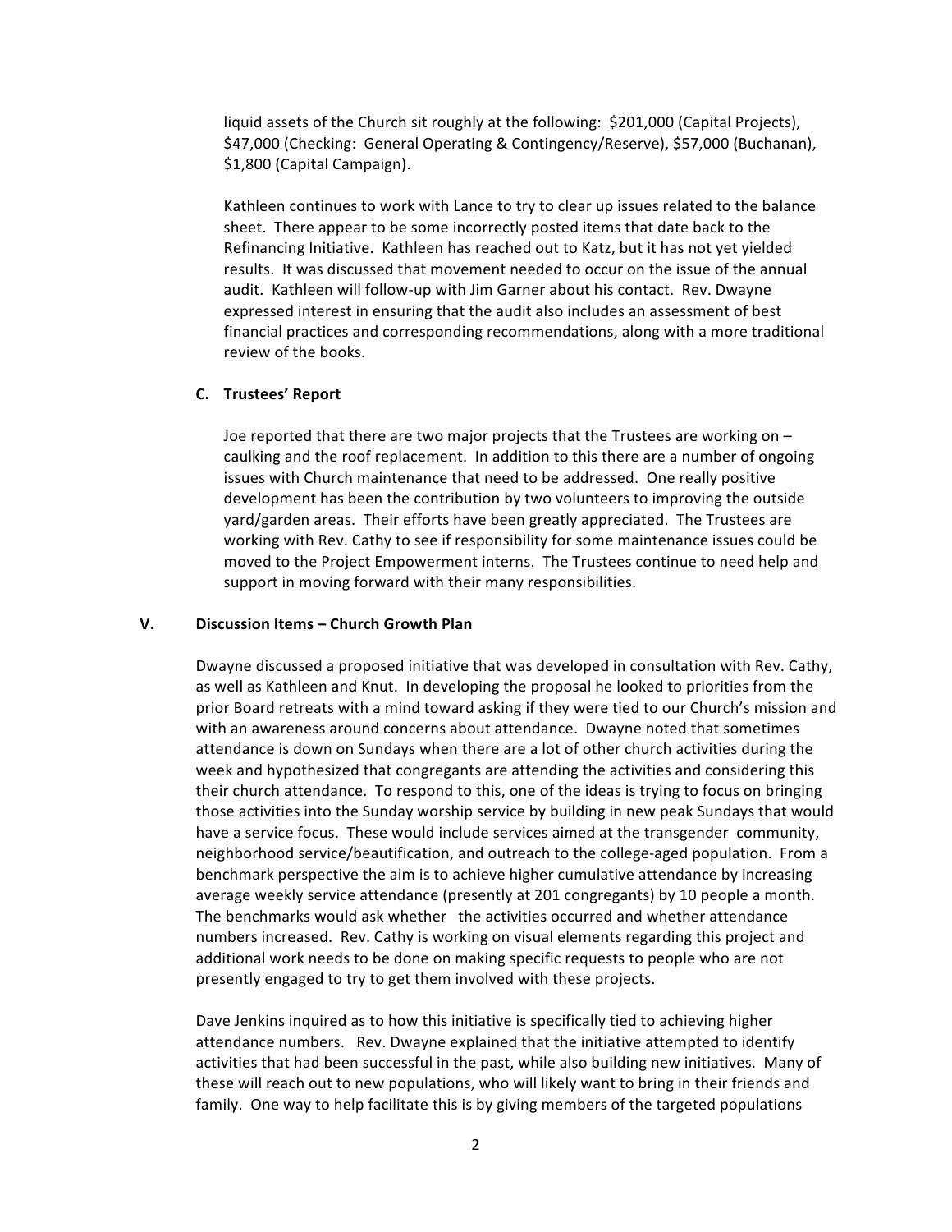liquid assets of the Church sit roughly at the following: $201,000 (Capital Projects), $47,000 (Checking: General Operating & Contingency/Reserve), $57,000 (Buchanan), $1,800 (Capital Campaign).

Kathleen continues to work with Lance to try to clear up issues related to the balance sheet. There appear to be some incorrectly posted items that date back to the Refinancing Initiative. Kathleen has reached out to Katz, but it has not yet yielded results. It was discussed that movement needed to occur on the issue of the annual audit. Kathleen will follow-up with Jim Garner about his contact. Rev. Dwayne expressed interest in ensuring that the audit also includes an assessment of best financial practices and corresponding recommendations, along with a more traditional review of the books.

### C. Trustees' Report

Joe reported that there are two major projects that the Trustees are working on – caulking and the roof replacement. In addition to this there are a number of ongoing issues with Church maintenance that need to be addressed. One really positive development has been the contribution by two volunteers to improving the outside yard/garden areas. Their efforts have been greatly appreciated. The Trustees are working with Rev. Cathy to see if responsibility for some maintenance issues could be moved to the Project Empowerment interns. The Trustees continue to need help and support in moving forward with their many responsibilities.

## V. Discussion Items – Church Growth Plan

Dwayne discussed a proposed initiative that was developed in consultation with Rev. Cathy, as well as Kathleen and Knut. In developing the proposal he looked to priorities from the prior Board retreats with a mind toward asking if they were tied to our Church's mission and with an awareness around concerns about attendance. Dwayne noted that sometimes attendance is down on Sundays when there are a lot of other church activities during the week and hypothesized that congregants are attending the activities and considering this their church attendance. To respond to this, one of the ideas is trying to focus on bringing those activities into the Sunday worship service by building in new peak Sundays that would have a service focus. These would include services aimed at the transgender community, neighborhood service/beautification, and outreach to the college-aged population. From a benchmark perspective the aim is to achieve higher cumulative attendance by increasing average weekly service attendance (presently at 201 congregants) by 10 people a month. The benchmarks would ask whether the activities occurred and whether attendance numbers increased. Rev. Cathy is working on visual elements regarding this project and additional work needs to be done on making specific requests to people who are not presently engaged to try to get them involved with these projects.

Dave Jenkins inquired as to how this initiative is specifically tied to achieving higher attendance numbers. Rev. Dwayne explained that the initiative attempted to identify activities that had been successful in the past, while also building new initiatives. Many of these will reach out to new populations, who will likely want to bring in their friends and family. One way to help facilitate this is by giving members of the targeted populations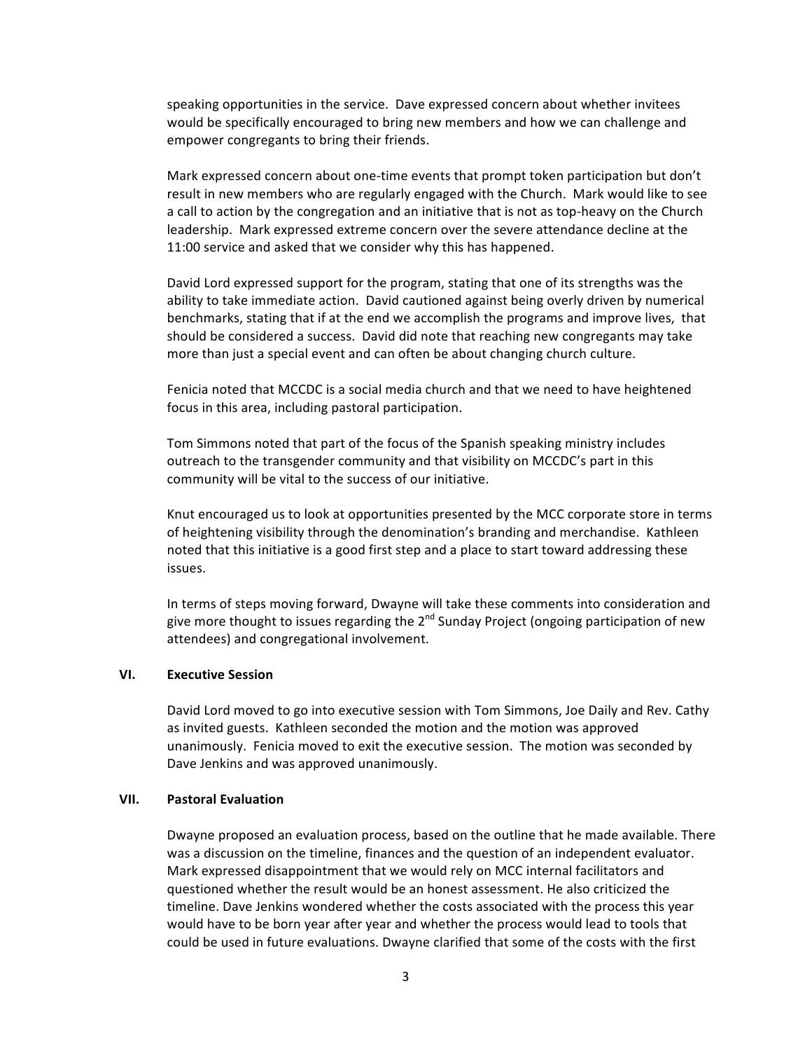speaking opportunities in the service. Dave expressed concern about whether invitees would be specifically encouraged to bring new members and how we can challenge and empower congregants to bring their friends.

Mark expressed concern about one-time events that prompt token participation but don't result in new members who are regularly engaged with the Church. Mark would like to see a call to action by the congregation and an initiative that is not as top-heavy on the Church leadership. Mark expressed extreme concern over the severe attendance decline at the 11:00 service and asked that we consider why this has happened.

David Lord expressed support for the program, stating that one of its strengths was the ability to take immediate action. David cautioned against being overly driven by numerical benchmarks, stating that if at the end we accomplish the programs and improve lives, that should be considered a success. David did note that reaching new congregants may take more than just a special event and can often be about changing church culture.

Fenicia noted that MCCDC is a social media church and that we need to have heightened focus in this area, including pastoral participation.

Tom Simmons noted that part of the focus of the Spanish speaking ministry includes outreach to the transgender community and that visibility on MCCDC's part in this community will be vital to the success of our initiative.

Knut encouraged us to look at opportunities presented by the MCC corporate store in terms of heightening visibility through the denomination's branding and merchandise. Kathleen noted that this initiative is a good first step and a place to start toward addressing these issues.

In terms of steps moving forward, Dwayne will take these comments into consideration and give more thought to issues regarding the 2nd Sunday Project (ongoing participation of new attendees) and congregational involvement.

## VI. Executive Session

David Lord moved to go into executive session with Tom Simmons, Joe Daily and Rev. Cathy as invited guests. Kathleen seconded the motion and the motion was approved unanimously. Fenicia moved to exit the executive session. The motion was seconded by Dave Jenkins and was approved unanimously.

## VII. Pastoral Evaluation

Dwayne proposed an evaluation process, based on the outline that he made available. There was a discussion on the timeline, finances and the question of an independent evaluator. Mark expressed disappointment that we would rely on MCC internal facilitators and questioned whether the result would be an honest assessment. He also criticized the timeline. Dave Jenkins wondered whether the costs associated with the process this year would have to be born year after year and whether the process would lead to tools that could be used in future evaluations. Dwayne clarified that some of the costs with the first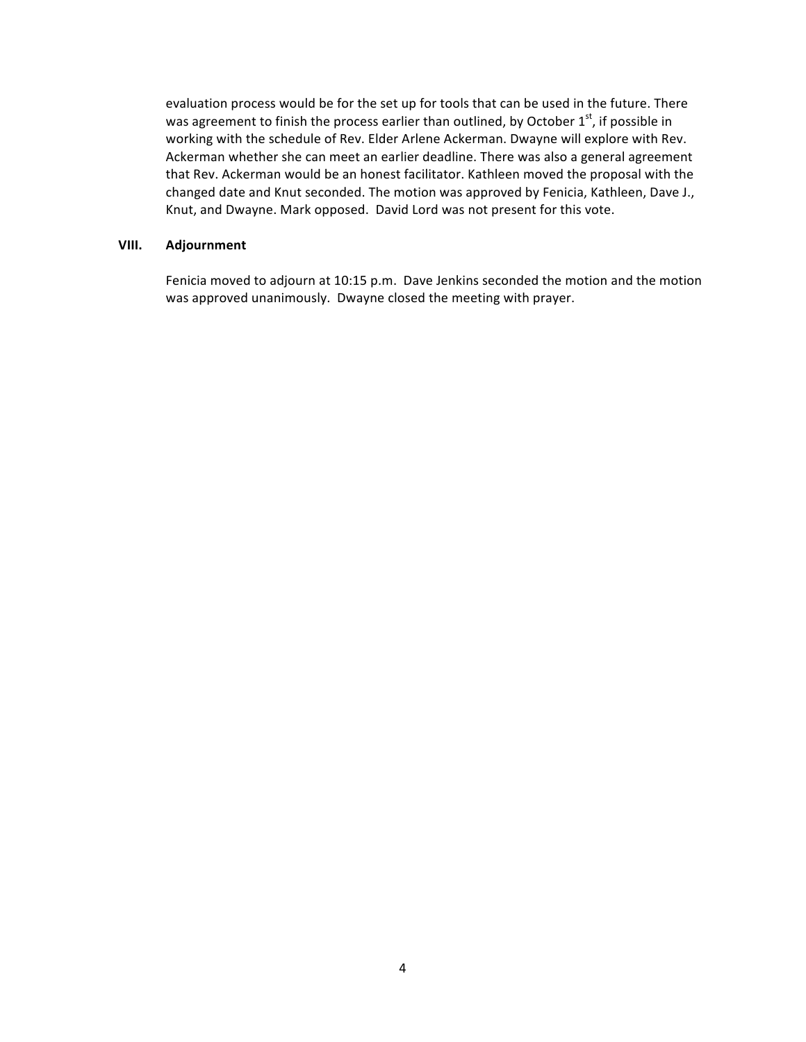evaluation process would be for the set up for tools that can be used in the future. There was agreement to finish the process earlier than outlined, by October 1st, if possible in working with the schedule of Rev. Elder Arlene Ackerman. Dwayne will explore with Rev. Ackerman whether she can meet an earlier deadline. There was also a general agreement that Rev. Ackerman would be an honest facilitator. Kathleen moved the proposal with the changed date and Knut seconded. The motion was approved by Fenicia, Kathleen, Dave J., Knut, and Dwayne. Mark opposed. David Lord was not present for this vote.

## VIII. Adjournment

Fenicia moved to adjourn at 10:15 p.m. Dave Jenkins seconded the motion and the motion was approved unanimously. Dwayne closed the meeting with prayer.